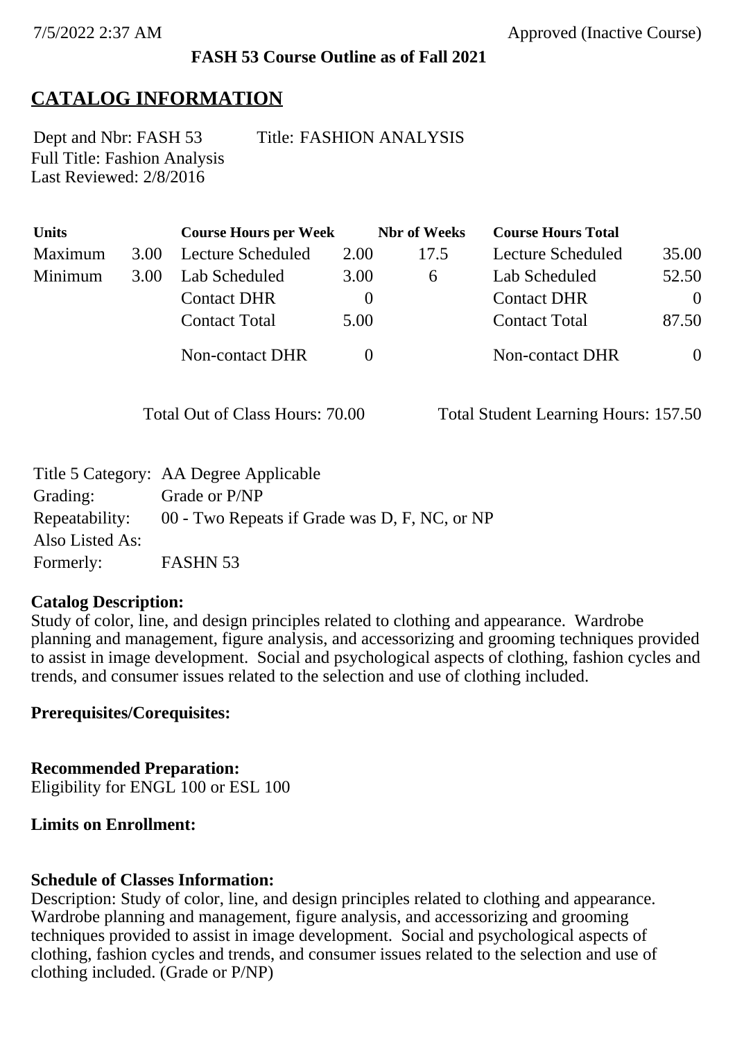7/5/2022 2:37 AM Approved (Inactive Course)

**FASH 53 Course Outline as of Fall 2021**

# CATALOG INFORMATION

Dept and Nbr: FASH 53 Title: FASHION ANALYSIS
Full Title: Fashion Analysis
Last Reviewed: 2/8/2016

| Units | | Course Hours per Week | | Nbr of Weeks | Course Hours Total | |
|---|---|---|---|---|---|---|
| Maximum | 3.00 | Lecture Scheduled | 2.00 | 17.5 | Lecture Scheduled | 35.00 |
| Minimum | 3.00 | Lab Scheduled | 3.00 | 6 | Lab Scheduled | 52.50 |
| | | Contact DHR | 0 | | Contact DHR | 0 |
| | | Contact Total | 5.00 | | Contact Total | 87.50 |
| | | Non-contact DHR | 0 | | Non-contact DHR | 0 |

Total Out of Class Hours: 70.00 Total Student Learning Hours: 157.50

Title 5 Category: AA Degree Applicable
Grading: Grade or P/NP
Repeatability: 00 - Two Repeats if Grade was D, F, NC, or NP
Also Listed As:
Formerly: FASHN 53

**Catalog Description:**
Study of color, line, and design principles related to clothing and appearance. Wardrobe planning and management, figure analysis, and accessorizing and grooming techniques provided to assist in image development. Social and psychological aspects of clothing, fashion cycles and trends, and consumer issues related to the selection and use of clothing included.

**Prerequisites/Corequisites:**

**Recommended Preparation:**
Eligibility for ENGL 100 or ESL 100

**Limits on Enrollment:**

**Schedule of Classes Information:**
Description: Study of color, line, and design principles related to clothing and appearance. Wardrobe planning and management, figure analysis, and accessorizing and grooming techniques provided to assist in image development. Social and psychological aspects of clothing, fashion cycles and trends, and consumer issues related to the selection and use of clothing included. (Grade or P/NP)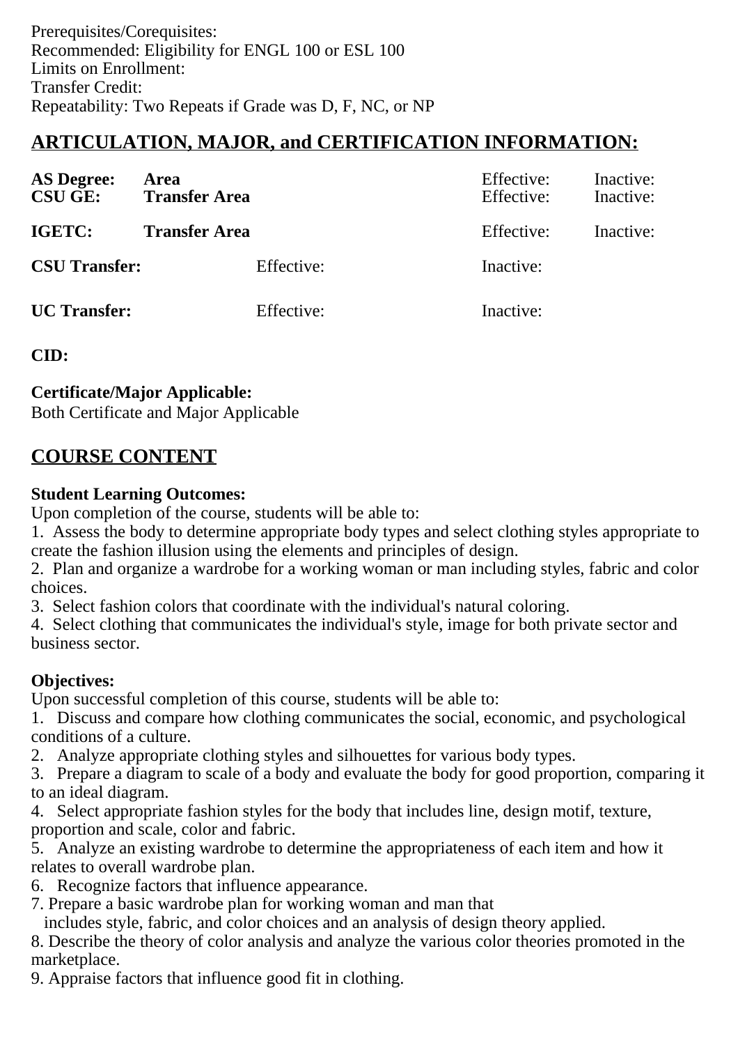Prerequisites/Corequisites:
Recommended: Eligibility for ENGL 100 or ESL 100
Limits on Enrollment:
Transfer Credit:
Repeatability: Two Repeats if Grade was D, F, NC, or NP

## ARTICULATION, MAJOR, and CERTIFICATION INFORMATION:

| | | | | |
|---|---|---|---|---|
| **AS Degree:** | **Area** | | Effective: | Inactive: |
| **CSU GE:** | **Transfer Area** | | Effective: | Inactive: |
| **IGETC:** | **Transfer Area** | | Effective: | Inactive: |
| **CSU Transfer:** | | Effective: | Inactive: | |
| **UC Transfer:** | | Effective: | Inactive: | |

**CID:**

**Certificate/Major Applicable:**
Both Certificate and Major Applicable

## COURSE CONTENT

**Student Learning Outcomes:**
Upon completion of the course, students will be able to:
1. Assess the body to determine appropriate body types and select clothing styles appropriate to create the fashion illusion using the elements and principles of design.
2. Plan and organize a wardrobe for a working woman or man including styles, fabric and color choices.
3. Select fashion colors that coordinate with the individual's natural coloring.
4. Select clothing that communicates the individual's style, image for both private sector and business sector.

**Objectives:**
Upon successful completion of this course, students will be able to:
1. Discuss and compare how clothing communicates the social, economic, and psychological conditions of a culture.
2. Analyze appropriate clothing styles and silhouettes for various body types.
3. Prepare a diagram to scale of a body and evaluate the body for good proportion, comparing it to an ideal diagram.
4. Select appropriate fashion styles for the body that includes line, design motif, texture, proportion and scale, color and fabric.
5. Analyze an existing wardrobe to determine the appropriateness of each item and how it relates to overall wardrobe plan.
6. Recognize factors that influence appearance.
7. Prepare a basic wardrobe plan for working woman and man that includes style, fabric, and color choices and an analysis of design theory applied.
8. Describe the theory of color analysis and analyze the various color theories promoted in the marketplace.
9. Appraise factors that influence good fit in clothing.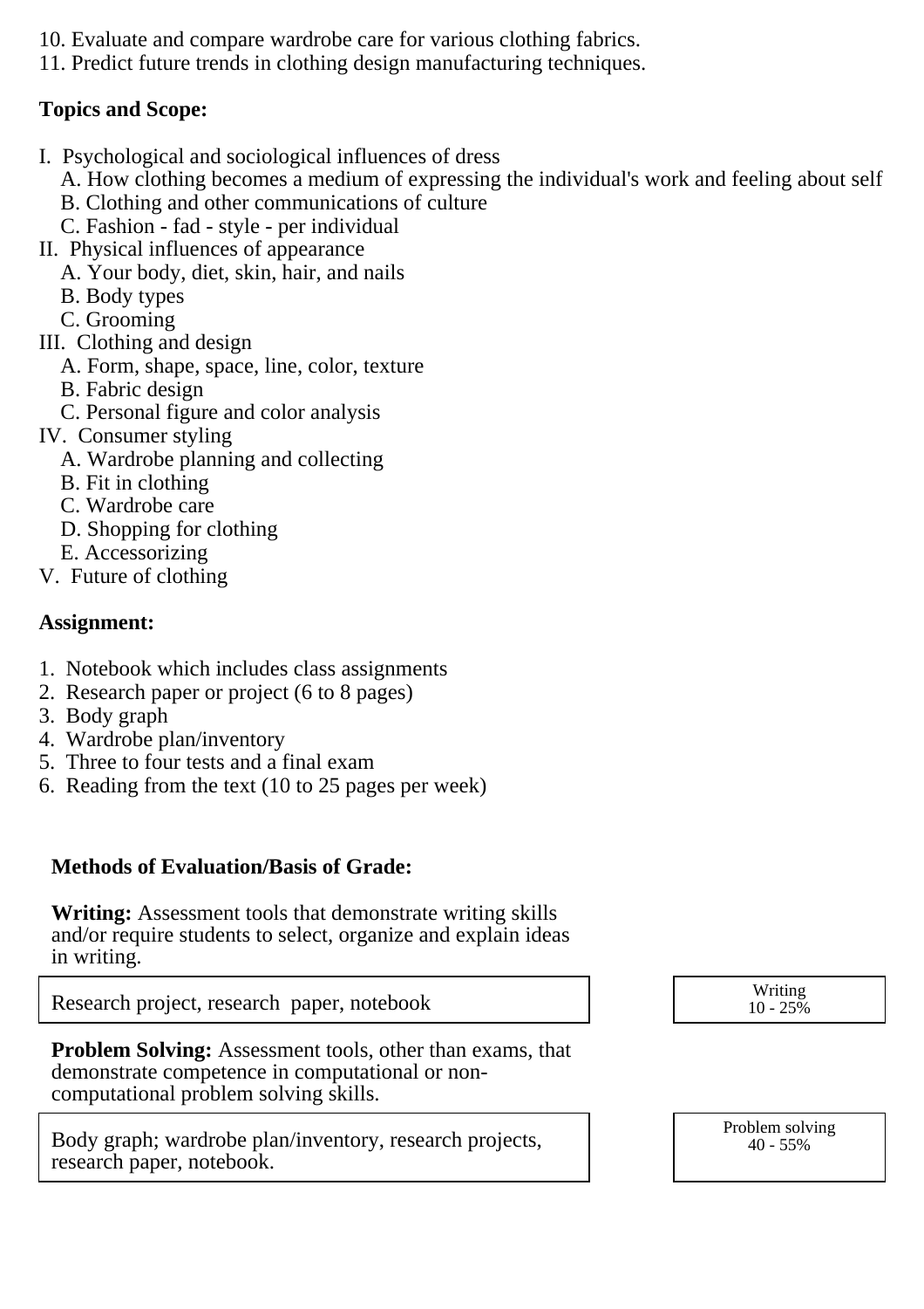10. Evaluate and compare wardrobe care for various clothing fabrics.
11. Predict future trends in clothing design manufacturing techniques.

**Topics and Scope:**

I. Psychological and sociological influences of dress
   A. How clothing becomes a medium of expressing the individual's work and feeling about self
   B. Clothing and other communications of culture
   C. Fashion - fad - style - per individual
II. Physical influences of appearance
   A. Your body, diet, skin, hair, and nails
   B. Body types
   C. Grooming
III. Clothing and design
   A. Form, shape, space, line, color, texture
   B. Fabric design
   C. Personal figure and color analysis
IV. Consumer styling
   A. Wardrobe planning and collecting
   B. Fit in clothing
   C. Wardrobe care
   D. Shopping for clothing
   E. Accessorizing
V. Future of clothing

**Assignment:**

1. Notebook which includes class assignments
2. Research paper or project (6 to 8 pages)
3. Body graph
4. Wardrobe plan/inventory
5. Three to four tests and a final exam
6. Reading from the text (10 to 25 pages per week)

**Methods of Evaluation/Basis of Grade:**

**Writing:** Assessment tools that demonstrate writing skills and/or require students to select, organize and explain ideas in writing.

| Research project, research paper, notebook | Writing 10 - 25% |
|---|---|

**Problem Solving:** Assessment tools, other than exams, that demonstrate competence in computational or non-computational problem solving skills.

| Body graph; wardrobe plan/inventory, research projects, research paper, notebook. | Problem solving 40 - 55% |
|---|---|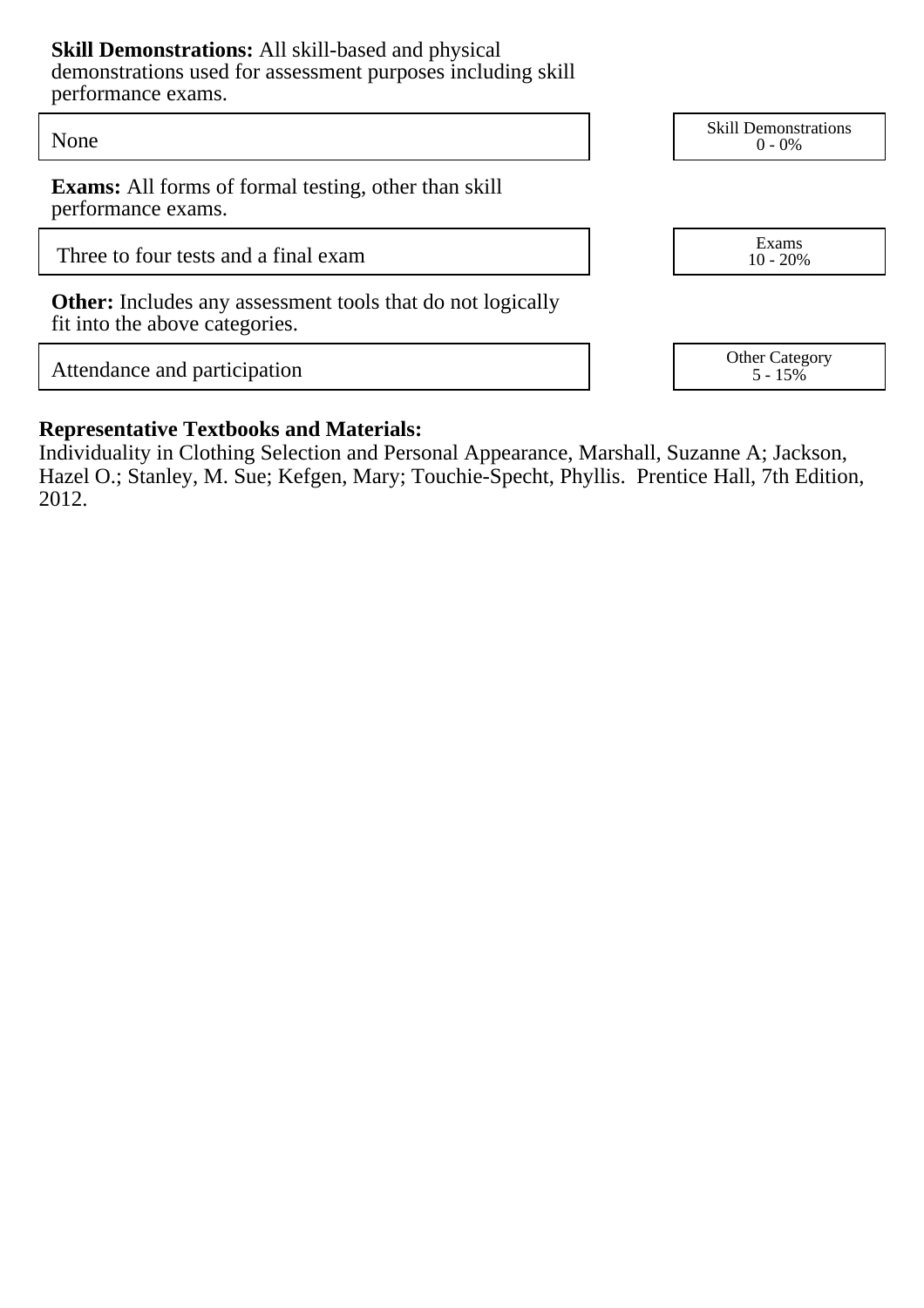**Skill Demonstrations:** All skill-based and physical demonstrations used for assessment purposes including skill performance exams.

| | |
|---|---|
| None | Skill Demonstrations<br>0 - 0% |

**Exams:** All forms of formal testing, other than skill performance exams.

| | |
|---|---|
| Three to four tests and a final exam | Exams<br>10 - 20% |

**Other:** Includes any assessment tools that do not logically fit into the above categories.

| | |
|---|---|
| Attendance and participation | Other Category<br>5 - 15% |

**Representative Textbooks and Materials:**

Individuality in Clothing Selection and Personal Appearance, Marshall, Suzanne A; Jackson, Hazel O.; Stanley, M. Sue; Kefgen, Mary; Touchie-Specht, Phyllis. Prentice Hall, 7th Edition, 2012.